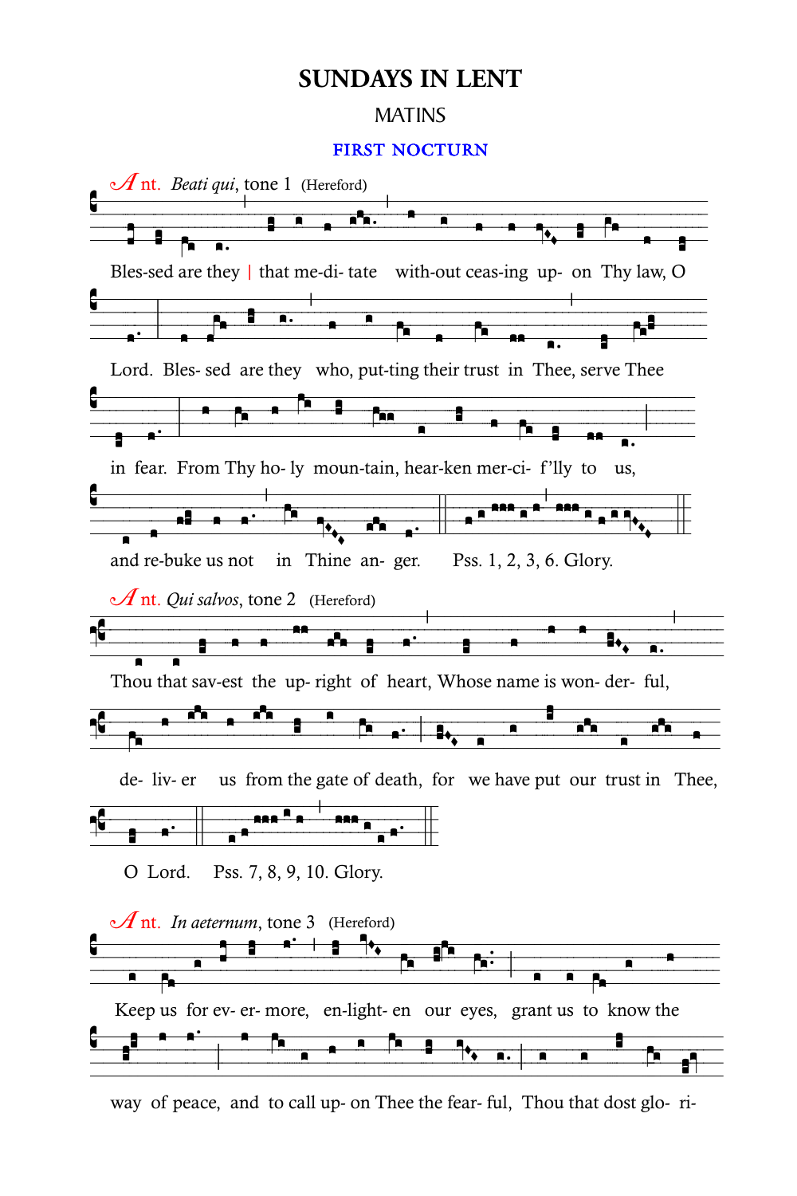# SUNDAYS IN LENT

## MATINS

### FIRST NOCTURN

*Ant.* *Beati qui*, tone 1 (Hereford)

Bles-sed are they | that me-di- tate with-out ceas-ing up- on Thy law, O Lord. Bles- sed are they who, put-ting their trust in Thee, serve Thee in fear. From Thy ho- ly moun-tain, hear-ken mer-ci- f'lly to us, and re-buke us not in Thine an- ger. Pss. 1, 2, 3, 6. Glory.

*Ant.* *Qui salvos*, tone 2 (Hereford)

Thou that sav-est the up- right of heart, Whose name is won- der- ful, de- liv- er us from the gate of death, for we have put our trust in Thee, O Lord. Pss. 7, 8, 9, 10. Glory.

*Ant.* *In aeternum*, tone 3 (Hereford)

Keep us for ev- er- more, en-light- en our eyes, grant us to know the way of peace, and to call up- on Thee the fear- ful, Thou that dost glo- ri-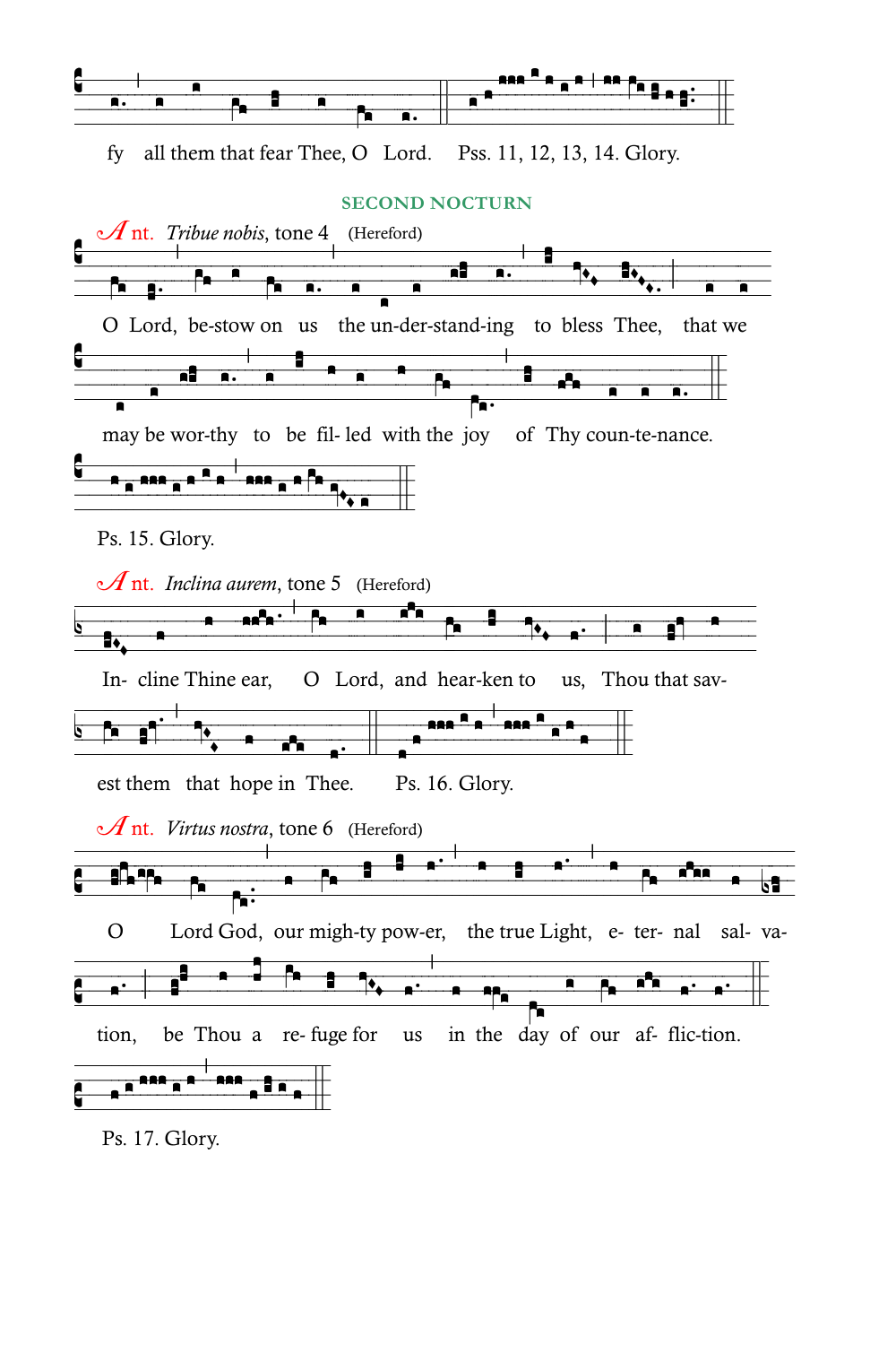fy all them that fear Thee, O Lord. Pss. 11, 12, 13, 14. Glory.

## SECOND NOCTURN

*Ant.* *Tribue nobis*, tone 4 (Hereford)

O Lord, be-stow on us the un-der-stand-ing to bless Thee, that we may be wor-thy to be fil- led with the joy of Thy coun-te-nance.

Ps. 15. Glory.

*Ant.* *Inclina aurem*, tone 5 (Hereford)

In- cline Thine ear, O Lord, and hear-ken to us, Thou that sav- est them that hope in Thee. Ps. 16. Glory.

*Ant.* *Virtus nostra*, tone 6 (Hereford)

O Lord God, our migh-ty pow-er, the true Light, e- ter- nal sal- va- tion, be Thou a re- fuge for us in the day of our af- flic-tion.

Ps. 17. Glory.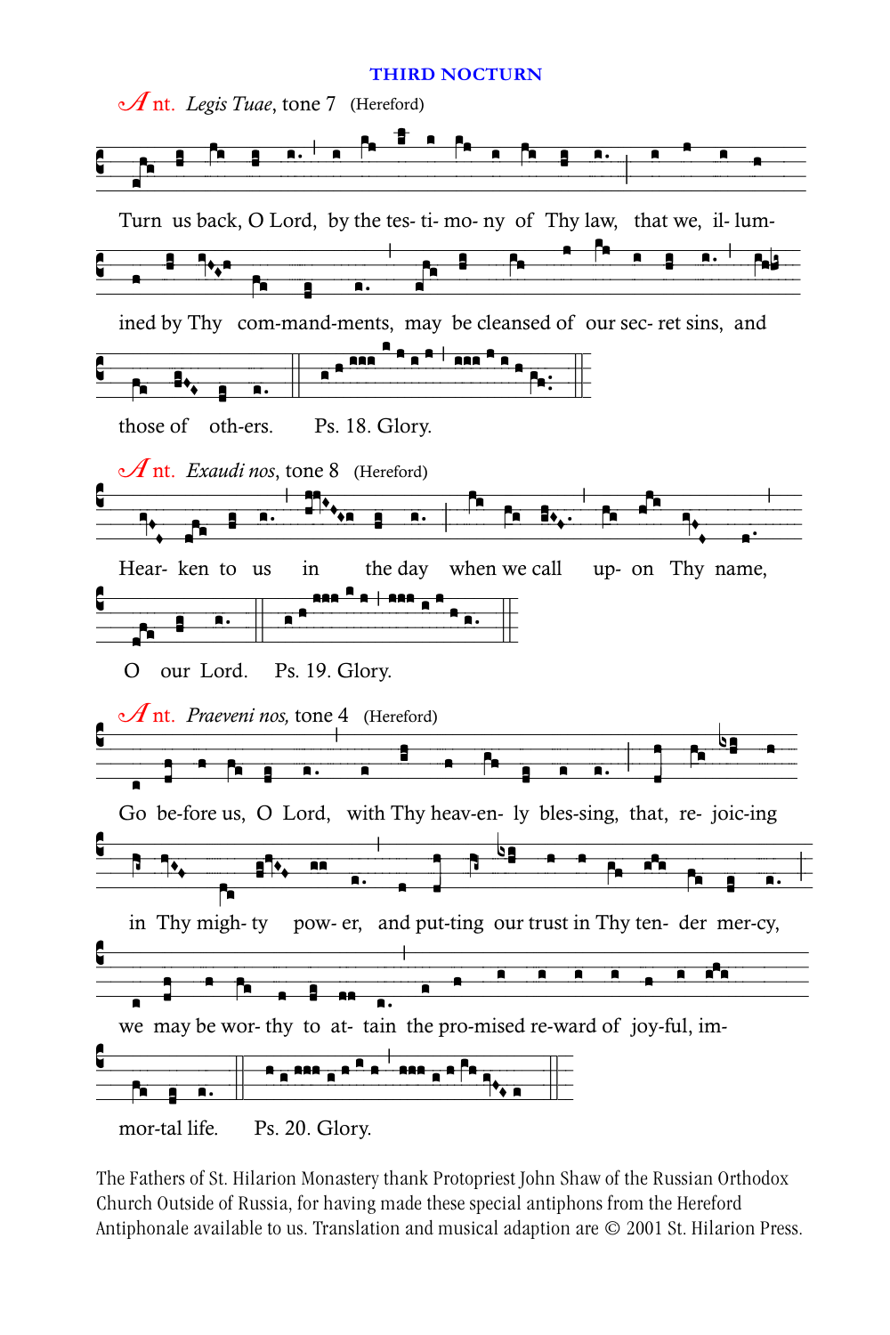## THIRD NOCTURN

*A*nt. *Legis Tuae*, tone 7 (Hereford)

Turn us back, O Lord, by the tes- ti- mo- ny of Thy law, that we, il- lum-

ined by Thy com-mand-ments, may be cleansed of our sec- ret sins, and

those of oth-ers. Ps. 18. Glory.

*A*nt. *Exaudi nos*, tone 8 (Hereford)

Hear- ken to us in the day when we call up- on Thy name,

O our Lord. Ps. 19. Glory.

*A*nt. *Praeveni nos,* tone 4 (Hereford)

Go be-fore us, O Lord, with Thy heav-en- ly bles-sing, that, re- joic-ing

in Thy migh- ty pow- er, and put-ting our trust in Thy ten- der mer-cy,

we may be wor- thy to at- tain the pro-mised re-ward of joy-ful, im-

mor-tal life. Ps. 20. Glory.

The Fathers of St. Hilarion Monastery thank Protopriest John Shaw of the Russian Orthodox Church Outside of Russia, for having made these special antiphons from the Hereford Antiphonale available to us. Translation and musical adaption are © 2001 St. Hilarion Press.